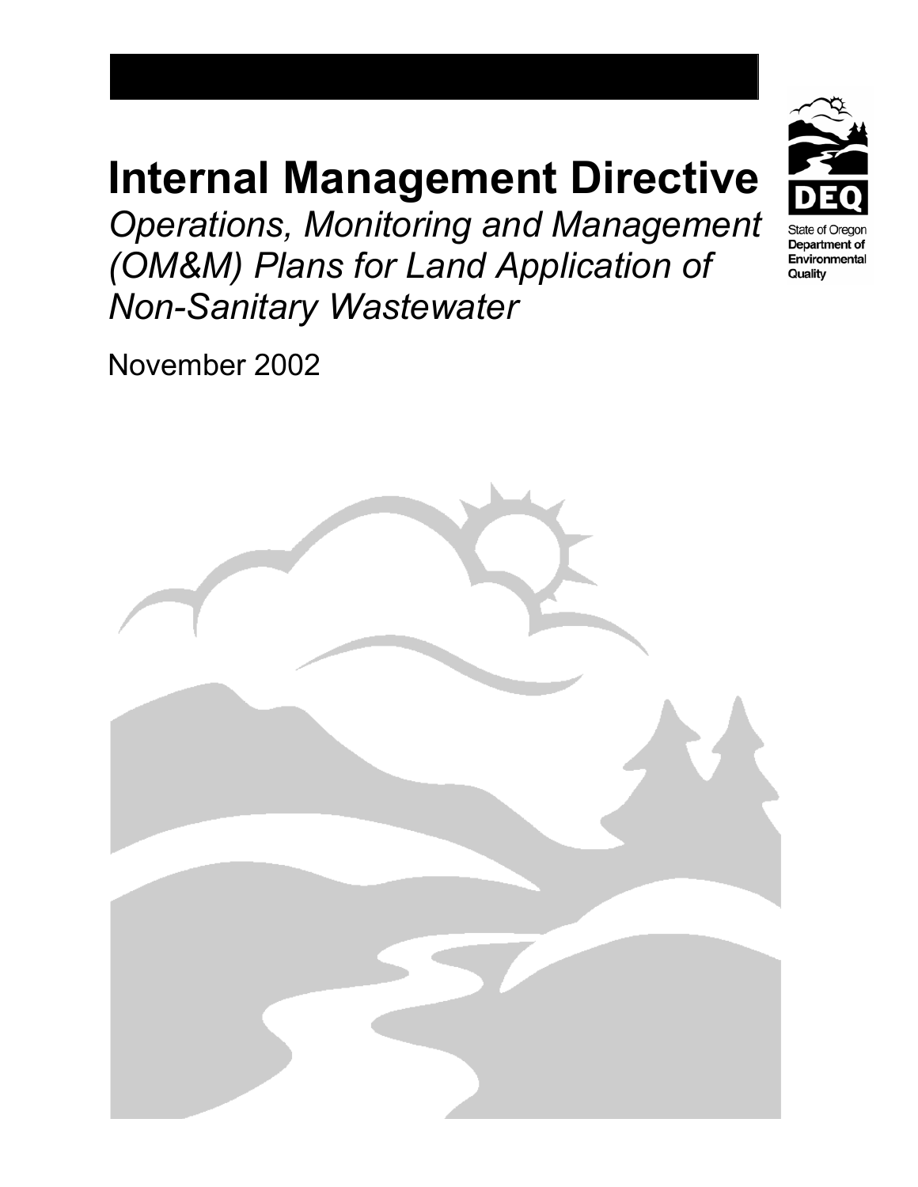# Internal Management Directive

*Operations, Monitoring and Management (OM&M) Plans for Land Application of Non-Sanitary Wastewater*

November 2002

DEQ

State of Oregon
Department of
Environmental
Quality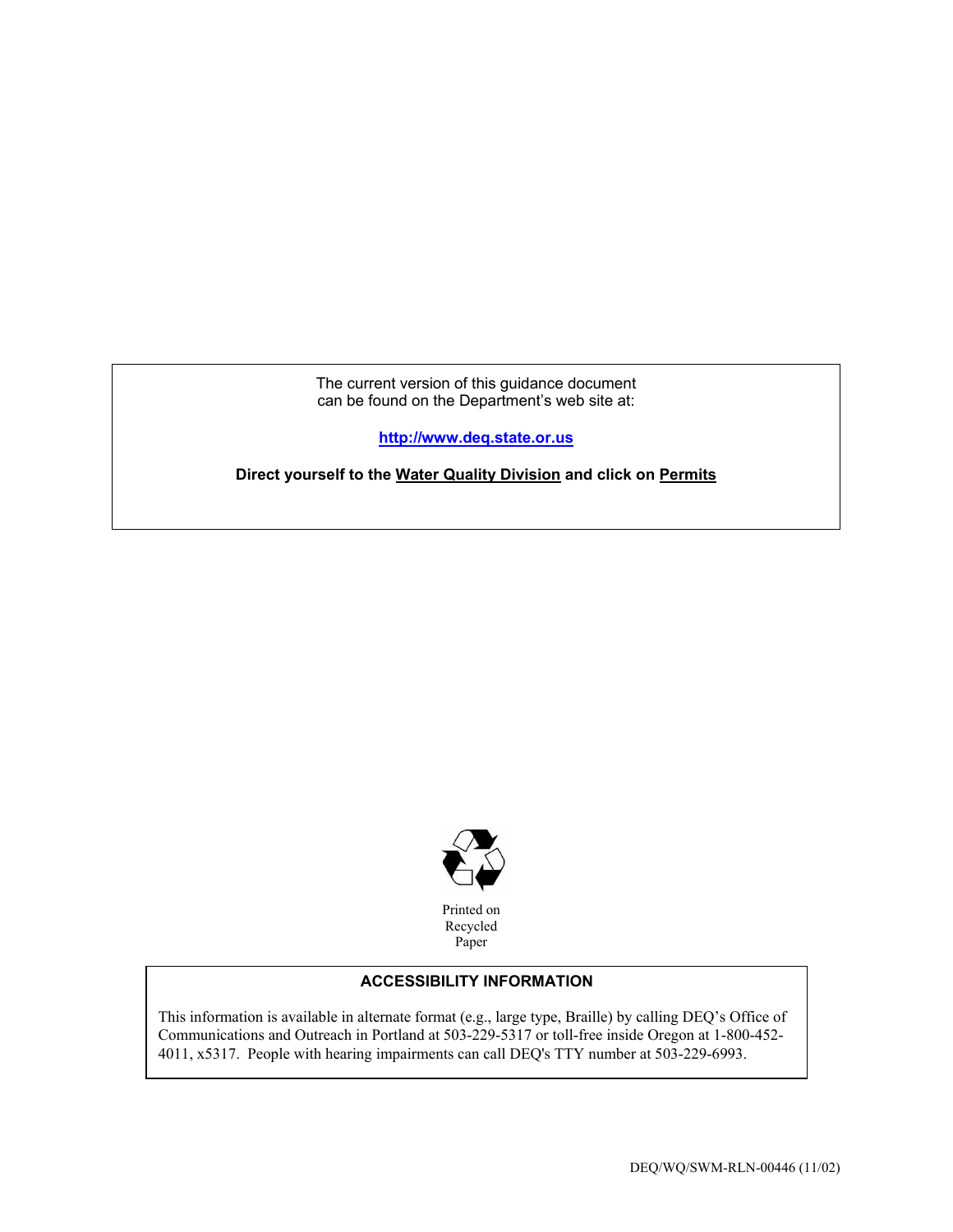The current version of this guidance document can be found on the Department's web site at:

**http://www.deq.state.or.us**

**Direct yourself to the Water Quality Division and click on Permits**

Printed on Recycled Paper

**ACCESSIBILITY INFORMATION**

This information is available in alternate format (e.g., large type, Braille) by calling DEQ's Office of Communications and Outreach in Portland at 503-229-5317 or toll-free inside Oregon at 1-800-452-4011, x5317. People with hearing impairments can call DEQ's TTY number at 503-229-6993.

DEQ/WQ/SWM-RLN-00446 (11/02)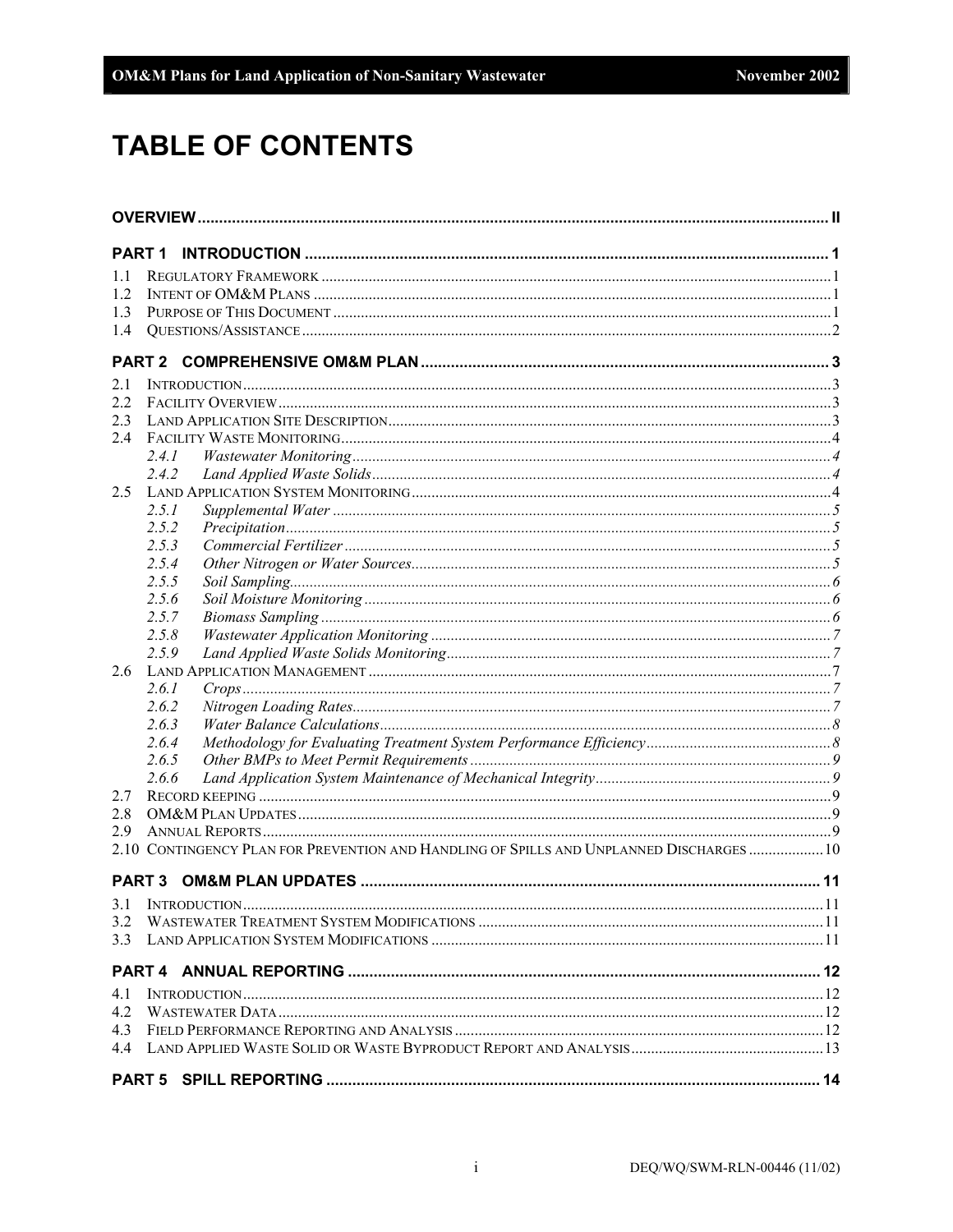# TABLE OF CONTENTS

**OVERVIEW** ..... II

**PART 1 INTRODUCTION** ..... 1

1.1 Regulatory Framework ..... 1
1.2 Intent of OM&M Plans ..... 1
1.3 Purpose of This Document ..... 1
1.4 Questions/Assistance ..... 2

**PART 2 COMPREHENSIVE OM&M PLAN** ..... 3

2.1 Introduction ..... 3
2.2 Facility Overview ..... 3
2.3 Land Application Site Description ..... 3
2.4 Facility Waste Monitoring ..... 4
- *2.4.1 Wastewater Monitoring* ..... 4
- *2.4.2 Land Applied Waste Solids* ..... 4

2.5 Land Application System Monitoring ..... 4
- *2.5.1 Supplemental Water* ..... 5
- *2.5.2 Precipitation* ..... 5
- *2.5.3 Commercial Fertilizer* ..... 5
- *2.5.4 Other Nitrogen or Water Sources* ..... 5
- *2.5.5 Soil Sampling* ..... 6
- *2.5.6 Soil Moisture Monitoring* ..... 6
- *2.5.7 Biomass Sampling* ..... 6
- *2.5.8 Wastewater Application Monitoring* ..... 7
- *2.5.9 Land Applied Waste Solids Monitoring* ..... 7

2.6 Land Application Management ..... 7
- *2.6.1 Crops* ..... 7
- *2.6.2 Nitrogen Loading Rates* ..... 7
- *2.6.3 Water Balance Calculations* ..... 8
- *2.6.4 Methodology for Evaluating Treatment System Performance Efficiency* ..... 8
- *2.6.5 Other BMPs to Meet Permit Requirements* ..... 9
- *2.6.6 Land Application System Maintenance of Mechanical Integrity* ..... 9

2.7 Record keeping ..... 9
2.8 OM&M Plan Updates ..... 9
2.9 Annual Reports ..... 9
2.10 Contingency Plan for Prevention and Handling of Spills and Unplanned Discharges ..... 10

**PART 3 OM&M PLAN UPDATES** ..... 11

3.1 Introduction ..... 11
3.2 Wastewater Treatment System Modifications ..... 11
3.3 Land Application System Modifications ..... 11

**PART 4 ANNUAL REPORTING** ..... 12

4.1 Introduction ..... 12
4.2 Wastewater Data ..... 12
4.3 Field Performance Reporting and Analysis ..... 12
4.4 Land Applied Waste Solid or Waste Byproduct Report and Analysis ..... 13

**PART 5 SPILL REPORTING** ..... 14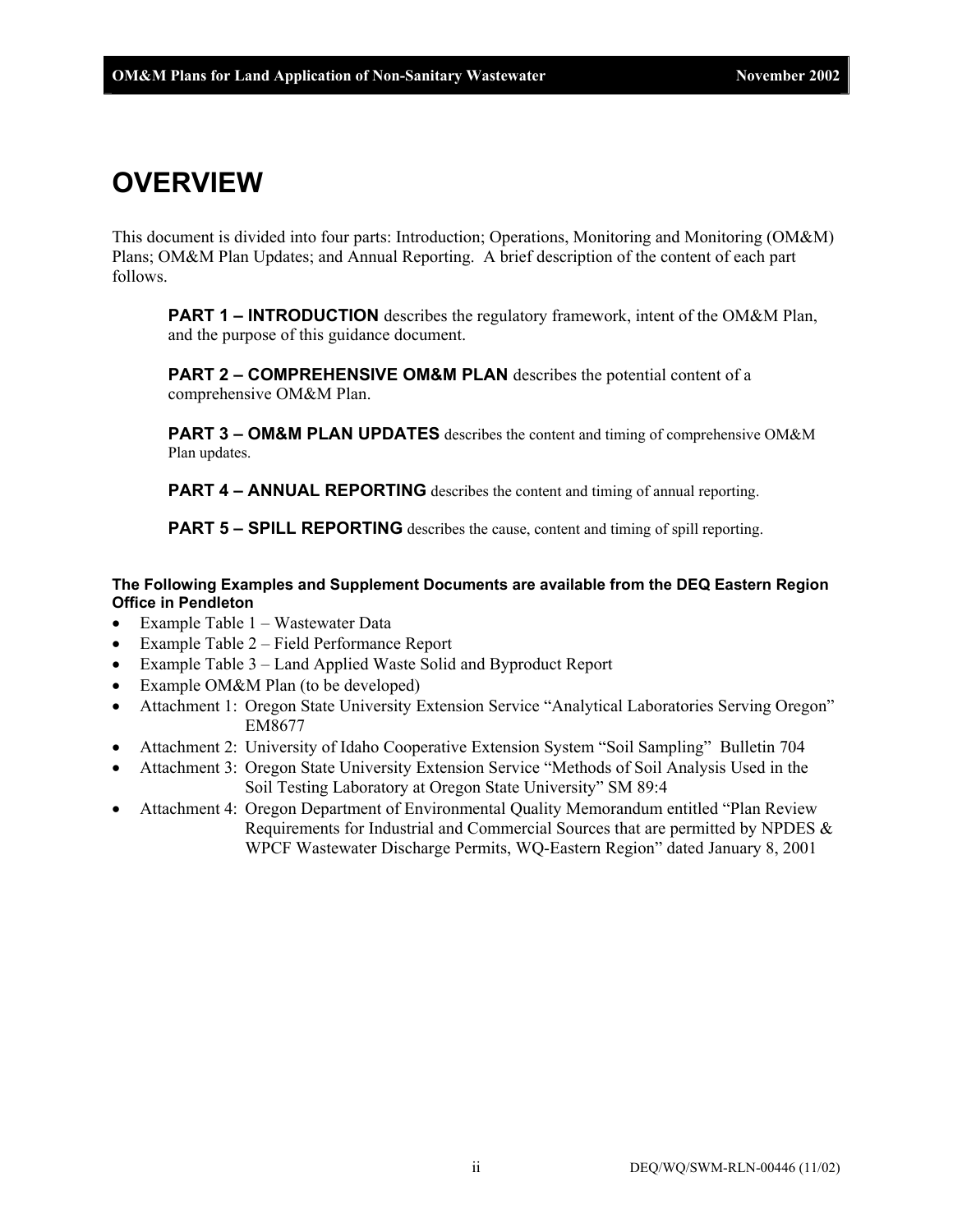# OVERVIEW

This document is divided into four parts: Introduction; Operations, Monitoring and Monitoring (OM&M) Plans; OM&M Plan Updates; and Annual Reporting. A brief description of the content of each part follows.

> **PART 1 – INTRODUCTION** describes the regulatory framework, intent of the OM&M Plan, and the purpose of this guidance document.
>
> **PART 2 – COMPREHENSIVE OM&M PLAN** describes the potential content of a comprehensive OM&M Plan.
>
> **PART 3 – OM&M PLAN UPDATES** describes the content and timing of comprehensive OM&M Plan updates.
>
> **PART 4 – ANNUAL REPORTING** describes the content and timing of annual reporting.
>
> **PART 5 – SPILL REPORTING** describes the cause, content and timing of spill reporting.

**The Following Examples and Supplement Documents are available from the DEQ Eastern Region Office in Pendleton**

- Example Table 1 – Wastewater Data
- Example Table 2 – Field Performance Report
- Example Table 3 – Land Applied Waste Solid and Byproduct Report
- Example OM&M Plan (to be developed)
- Attachment 1: Oregon State University Extension Service "Analytical Laboratories Serving Oregon" EM8677
- Attachment 2: University of Idaho Cooperative Extension System "Soil Sampling" Bulletin 704
- Attachment 3: Oregon State University Extension Service "Methods of Soil Analysis Used in the Soil Testing Laboratory at Oregon State University" SM 89:4
- Attachment 4: Oregon Department of Environmental Quality Memorandum entitled "Plan Review Requirements for Industrial and Commercial Sources that are permitted by NPDES & WPCF Wastewater Discharge Permits, WQ-Eastern Region" dated January 8, 2001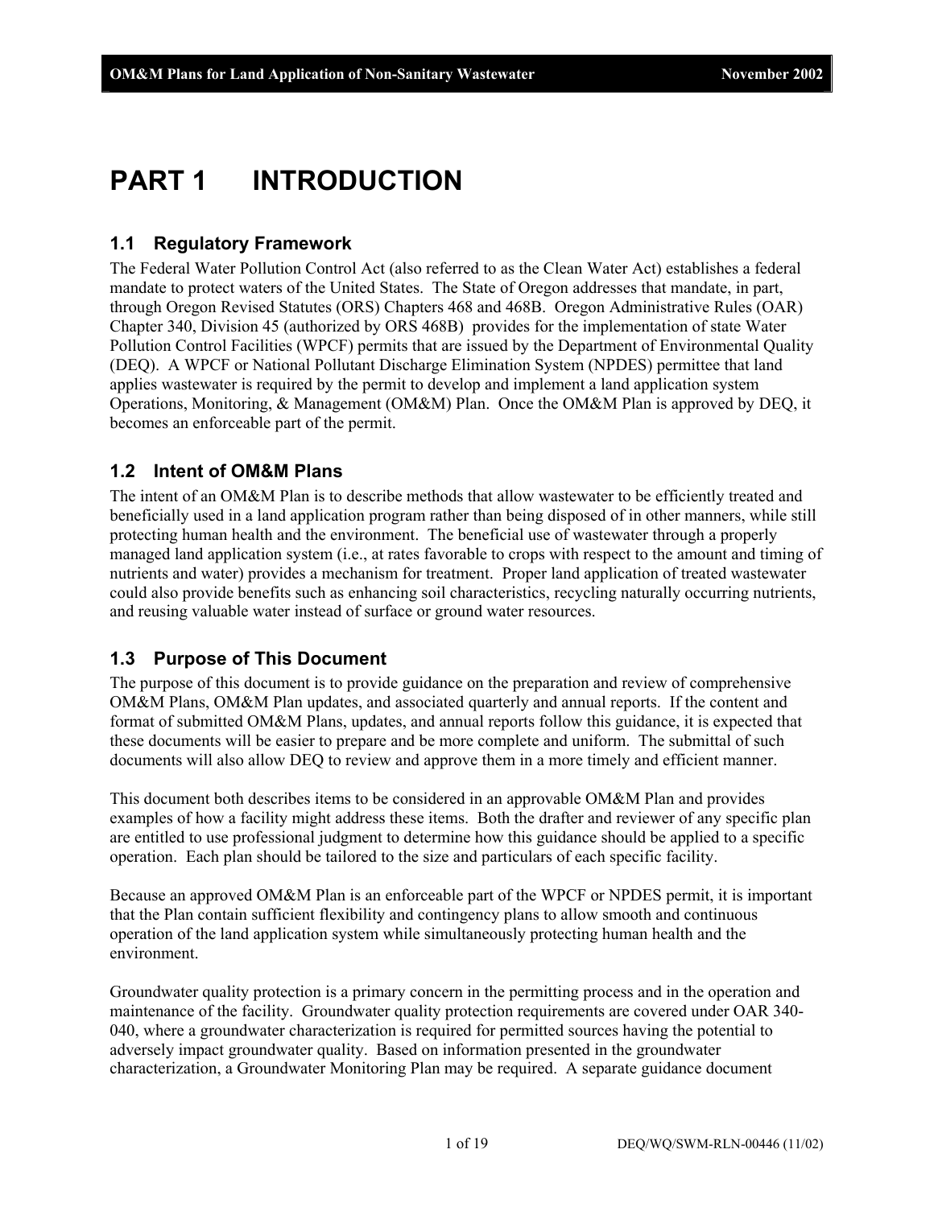# PART 1 INTRODUCTION

## 1.1 Regulatory Framework

The Federal Water Pollution Control Act (also referred to as the Clean Water Act) establishes a federal mandate to protect waters of the United States. The State of Oregon addresses that mandate, in part, through Oregon Revised Statutes (ORS) Chapters 468 and 468B. Oregon Administrative Rules (OAR) Chapter 340, Division 45 (authorized by ORS 468B) provides for the implementation of state Water Pollution Control Facilities (WPCF) permits that are issued by the Department of Environmental Quality (DEQ). A WPCF or National Pollutant Discharge Elimination System (NPDES) permittee that land applies wastewater is required by the permit to develop and implement a land application system Operations, Monitoring, & Management (OM&M) Plan. Once the OM&M Plan is approved by DEQ, it becomes an enforceable part of the permit.

## 1.2 Intent of OM&M Plans

The intent of an OM&M Plan is to describe methods that allow wastewater to be efficiently treated and beneficially used in a land application program rather than being disposed of in other manners, while still protecting human health and the environment. The beneficial use of wastewater through a properly managed land application system (i.e., at rates favorable to crops with respect to the amount and timing of nutrients and water) provides a mechanism for treatment. Proper land application of treated wastewater could also provide benefits such as enhancing soil characteristics, recycling naturally occurring nutrients, and reusing valuable water instead of surface or ground water resources.

## 1.3 Purpose of This Document

The purpose of this document is to provide guidance on the preparation and review of comprehensive OM&M Plans, OM&M Plan updates, and associated quarterly and annual reports. If the content and format of submitted OM&M Plans, updates, and annual reports follow this guidance, it is expected that these documents will be easier to prepare and be more complete and uniform. The submittal of such documents will also allow DEQ to review and approve them in a more timely and efficient manner.

This document both describes items to be considered in an approvable OM&M Plan and provides examples of how a facility might address these items. Both the drafter and reviewer of any specific plan are entitled to use professional judgment to determine how this guidance should be applied to a specific operation. Each plan should be tailored to the size and particulars of each specific facility.

Because an approved OM&M Plan is an enforceable part of the WPCF or NPDES permit, it is important that the Plan contain sufficient flexibility and contingency plans to allow smooth and continuous operation of the land application system while simultaneously protecting human health and the environment.

Groundwater quality protection is a primary concern in the permitting process and in the operation and maintenance of the facility. Groundwater quality protection requirements are covered under OAR 340-040, where a groundwater characterization is required for permitted sources having the potential to adversely impact groundwater quality. Based on information presented in the groundwater characterization, a Groundwater Monitoring Plan may be required. A separate guidance document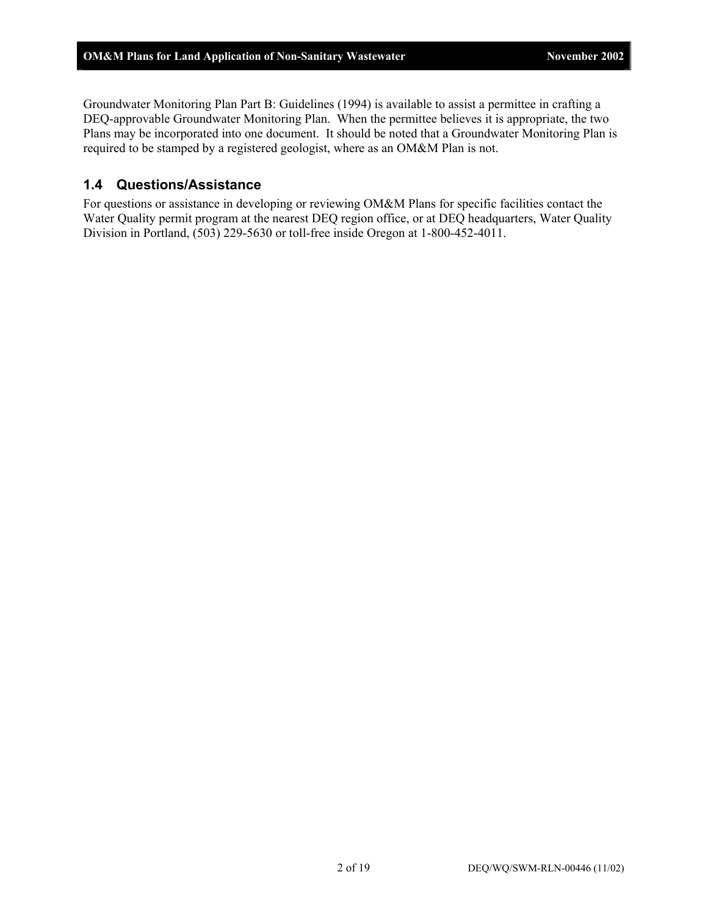Groundwater Monitoring Plan Part B: Guidelines (1994) is available to assist a permittee in crafting a DEQ-approvable Groundwater Monitoring Plan. When the permittee believes it is appropriate, the two Plans may be incorporated into one document. It should be noted that a Groundwater Monitoring Plan is required to be stamped by a registered geologist, where as an OM&M Plan is not.

## 1.4 Questions/Assistance

For questions or assistance in developing or reviewing OM&M Plans for specific facilities contact the Water Quality permit program at the nearest DEQ region office, or at DEQ headquarters, Water Quality Division in Portland, (503) 229-5630 or toll-free inside Oregon at 1-800-452-4011.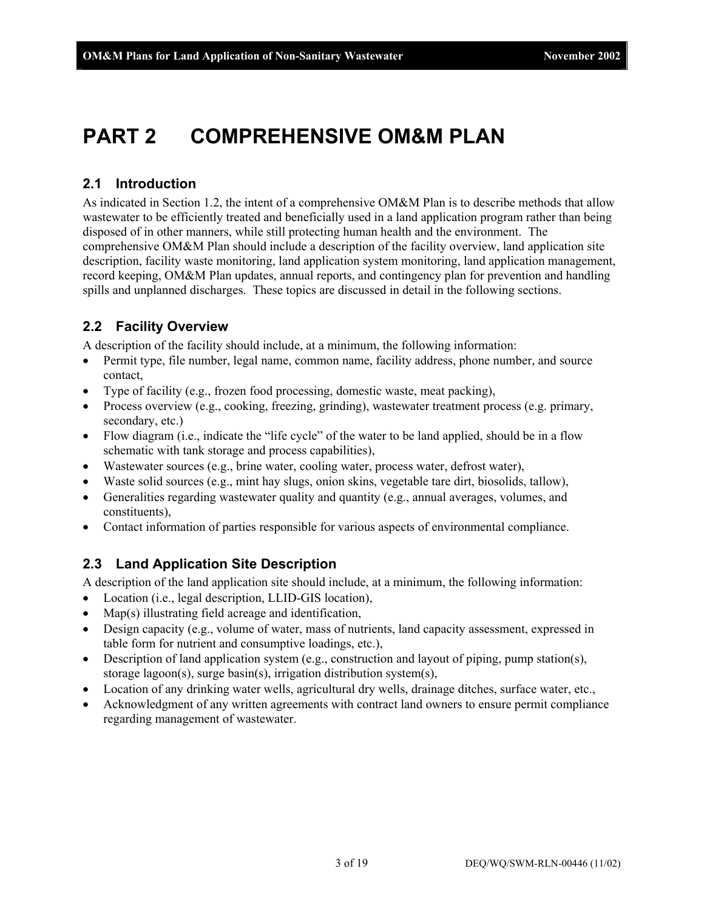# PART 2 COMPREHENSIVE OM&M PLAN

## 2.1 Introduction

As indicated in Section 1.2, the intent of a comprehensive OM&M Plan is to describe methods that allow wastewater to be efficiently treated and beneficially used in a land application program rather than being disposed of in other manners, while still protecting human health and the environment. The comprehensive OM&M Plan should include a description of the facility overview, land application site description, facility waste monitoring, land application system monitoring, land application management, record keeping, OM&M Plan updates, annual reports, and contingency plan for prevention and handling spills and unplanned discharges. These topics are discussed in detail in the following sections.

## 2.2 Facility Overview

A description of the facility should include, at a minimum, the following information:

- Permit type, file number, legal name, common name, facility address, phone number, and source contact,
- Type of facility (e.g., frozen food processing, domestic waste, meat packing),
- Process overview (e.g., cooking, freezing, grinding), wastewater treatment process (e.g. primary, secondary, etc.)
- Flow diagram (i.e., indicate the "life cycle" of the water to be land applied, should be in a flow schematic with tank storage and process capabilities),
- Wastewater sources (e.g., brine water, cooling water, process water, defrost water),
- Waste solid sources (e.g., mint hay slugs, onion skins, vegetable tare dirt, biosolids, tallow),
- Generalities regarding wastewater quality and quantity (e.g., annual averages, volumes, and constituents),
- Contact information of parties responsible for various aspects of environmental compliance.

## 2.3 Land Application Site Description

A description of the land application site should include, at a minimum, the following information:

- Location (i.e., legal description, LLID-GIS location),
- Map(s) illustrating field acreage and identification,
- Design capacity (e.g., volume of water, mass of nutrients, land capacity assessment, expressed in table form for nutrient and consumptive loadings, etc.),
- Description of land application system (e.g., construction and layout of piping, pump station(s), storage lagoon(s), surge basin(s), irrigation distribution system(s),
- Location of any drinking water wells, agricultural dry wells, drainage ditches, surface water, etc.,
- Acknowledgment of any written agreements with contract land owners to ensure permit compliance regarding management of wastewater.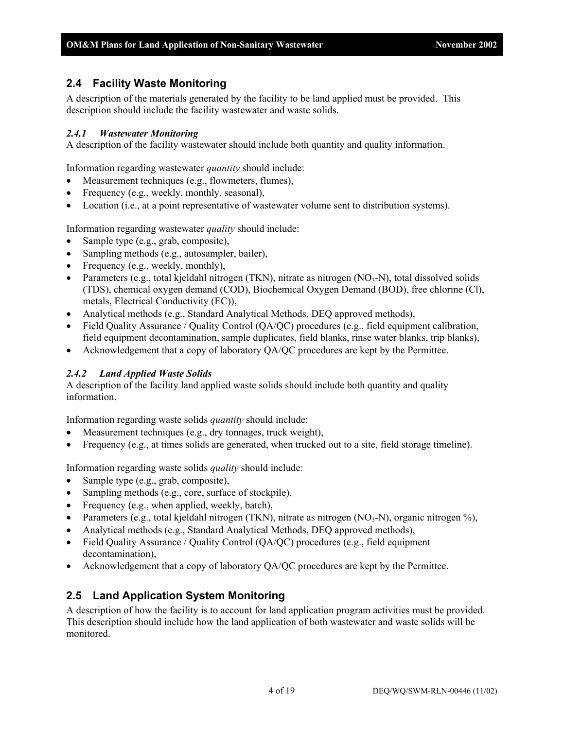## 2.4 Facility Waste Monitoring

A description of the materials generated by the facility to be land applied must be provided. This description should include the facility wastewater and waste solids.

### *2.4.1 Wastewater Monitoring*

A description of the facility wastewater should include both quantity and quality information.

Information regarding wastewater *quantity* should include:

- Measurement techniques (e.g., flowmeters, flumes),
- Frequency (e.g., weekly, monthly, seasonal),
- Location (i.e., at a point representative of wastewater volume sent to distribution systems).

Information regarding wastewater *quality* should include:

- Sample type (e.g., grab, composite),
- Sampling methods (e.g., autosampler, bailer),
- Frequency (e.g., weekly, monthly),
- Parameters (e.g., total kjeldahl nitrogen (TKN), nitrate as nitrogen ($NO_3$-N), total dissolved solids (TDS), chemical oxygen demand (COD), Biochemical Oxygen Demand (BOD), free chlorine (Cl), metals, Electrical Conductivity (EC)),
- Analytical methods (e.g., Standard Analytical Methods, DEQ approved methods),
- Field Quality Assurance / Quality Control (QA/QC) procedures (e.g., field equipment calibration, field equipment decontamination, sample duplicates, field blanks, rinse water blanks, trip blanks),
- Acknowledgement that a copy of laboratory QA/QC procedures are kept by the Permittee.

### *2.4.2 Land Applied Waste Solids*

A description of the facility land applied waste solids should include both quantity and quality information.

Information regarding waste solids *quantity* should include:

- Measurement techniques (e.g., dry tonnages, truck weight),
- Frequency (e.g., at times solids are generated, when trucked out to a site, field storage timeline).

Information regarding waste solids *quality* should include:

- Sample type (e.g., grab, composite),
- Sampling methods (e.g., core, surface of stockpile),
- Frequency (e.g., when applied, weekly, batch),
- Parameters (e.g., total kjeldahl nitrogen (TKN), nitrate as nitrogen ($NO_3$-N), organic nitrogen %),
- Analytical methods (e.g., Standard Analytical Methods, DEQ approved methods),
- Field Quality Assurance / Quality Control (QA/QC) procedures (e.g., field equipment decontamination),
- Acknowledgement that a copy of laboratory QA/QC procedures are kept by the Permittee.

## 2.5 Land Application System Monitoring

A description of how the facility is to account for land application program activities must be provided. This description should include how the land application of both wastewater and waste solids will be monitored.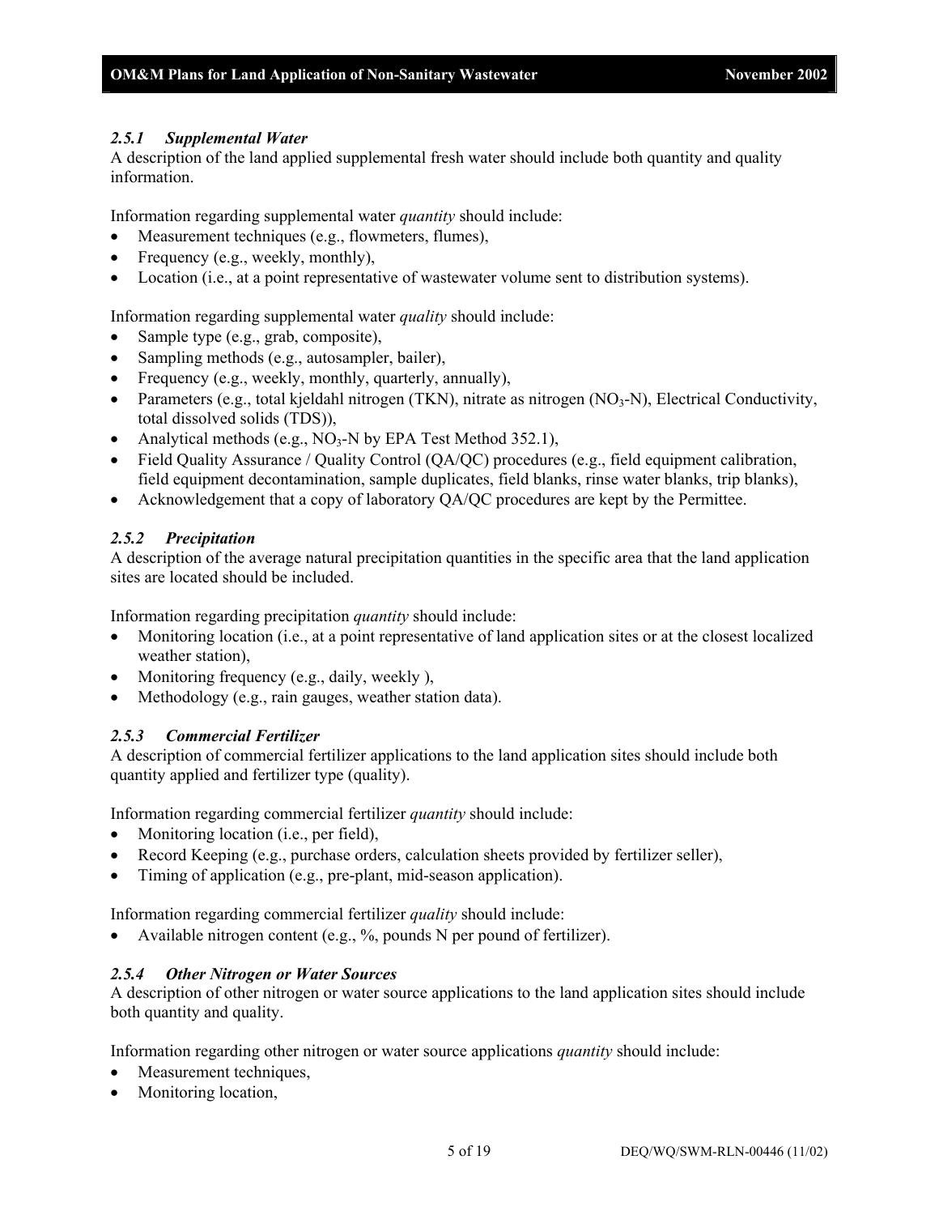#### *2.5.1 Supplemental Water*

A description of the land applied supplemental fresh water should include both quantity and quality information.

Information regarding supplemental water *quantity* should include:

- Measurement techniques (e.g., flowmeters, flumes),
- Frequency (e.g., weekly, monthly),
- Location (i.e., at a point representative of wastewater volume sent to distribution systems).

Information regarding supplemental water *quality* should include:

- Sample type (e.g., grab, composite),
- Sampling methods (e.g., autosampler, bailer),
- Frequency (e.g., weekly, monthly, quarterly, annually),
- Parameters (e.g., total kjeldahl nitrogen (TKN), nitrate as nitrogen ($NO_3$-N), Electrical Conductivity, total dissolved solids (TDS)),
- Analytical methods (e.g., $NO_3$-N by EPA Test Method 352.1),
- Field Quality Assurance / Quality Control (QA/QC) procedures (e.g., field equipment calibration, field equipment decontamination, sample duplicates, field blanks, rinse water blanks, trip blanks),
- Acknowledgement that a copy of laboratory QA/QC procedures are kept by the Permittee.

#### *2.5.2 Precipitation*

A description of the average natural precipitation quantities in the specific area that the land application sites are located should be included.

Information regarding precipitation *quantity* should include:

- Monitoring location (i.e., at a point representative of land application sites or at the closest localized weather station),
- Monitoring frequency (e.g., daily, weekly ),
- Methodology (e.g., rain gauges, weather station data).

#### *2.5.3 Commercial Fertilizer*

A description of commercial fertilizer applications to the land application sites should include both quantity applied and fertilizer type (quality).

Information regarding commercial fertilizer *quantity* should include:

- Monitoring location (i.e., per field),
- Record Keeping (e.g., purchase orders, calculation sheets provided by fertilizer seller),
- Timing of application (e.g., pre-plant, mid-season application).

Information regarding commercial fertilizer *quality* should include:

- Available nitrogen content (e.g., %, pounds N per pound of fertilizer).

#### *2.5.4 Other Nitrogen or Water Sources*

A description of other nitrogen or water source applications to the land application sites should include both quantity and quality.

Information regarding other nitrogen or water source applications *quantity* should include:

- Measurement techniques,
- Monitoring location,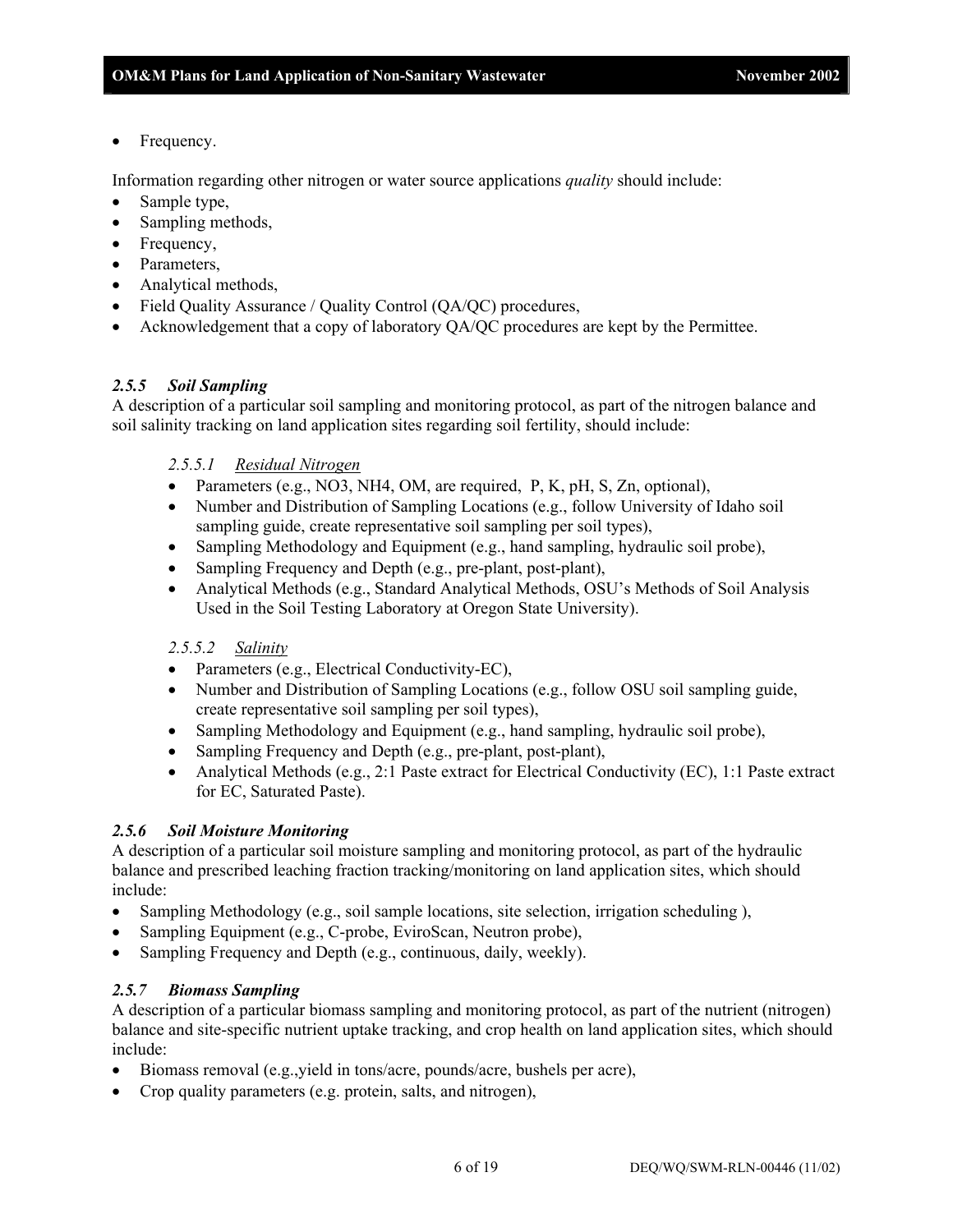- Frequency.

Information regarding other nitrogen or water source applications *quality* should include:

- Sample type,
- Sampling methods,
- Frequency,
- Parameters,
- Analytical methods,
- Field Quality Assurance / Quality Control (QA/QC) procedures,
- Acknowledgement that a copy of laboratory QA/QC procedures are kept by the Permittee.

### *2.5.5 Soil Sampling*

A description of a particular soil sampling and monitoring protocol, as part of the nitrogen balance and soil salinity tracking on land application sites regarding soil fertility, should include:

#### *2.5.5.1 <u>Residual Nitrogen</u>*

- Parameters (e.g., NO3, NH4, OM, are required, P, K, pH, S, Zn, optional),
- Number and Distribution of Sampling Locations (e.g., follow University of Idaho soil sampling guide, create representative soil sampling per soil types),
- Sampling Methodology and Equipment (e.g., hand sampling, hydraulic soil probe),
- Sampling Frequency and Depth (e.g., pre-plant, post-plant),
- Analytical Methods (e.g., Standard Analytical Methods, OSU's Methods of Soil Analysis Used in the Soil Testing Laboratory at Oregon State University).

#### *2.5.5.2 <u>Salinity</u>*

- Parameters (e.g., Electrical Conductivity-EC),
- Number and Distribution of Sampling Locations (e.g., follow OSU soil sampling guide, create representative soil sampling per soil types),
- Sampling Methodology and Equipment (e.g., hand sampling, hydraulic soil probe),
- Sampling Frequency and Depth (e.g., pre-plant, post-plant),
- Analytical Methods (e.g., 2:1 Paste extract for Electrical Conductivity (EC), 1:1 Paste extract for EC, Saturated Paste).

### *2.5.6 Soil Moisture Monitoring*

A description of a particular soil moisture sampling and monitoring protocol, as part of the hydraulic balance and prescribed leaching fraction tracking/monitoring on land application sites, which should include:

- Sampling Methodology (e.g., soil sample locations, site selection, irrigation scheduling ),
- Sampling Equipment (e.g., C-probe, EviroScan, Neutron probe),
- Sampling Frequency and Depth (e.g., continuous, daily, weekly).

### *2.5.7 Biomass Sampling*

A description of a particular biomass sampling and monitoring protocol, as part of the nutrient (nitrogen) balance and site-specific nutrient uptake tracking, and crop health on land application sites, which should include:

- Biomass removal (e.g.,yield in tons/acre, pounds/acre, bushels per acre),
- Crop quality parameters (e.g. protein, salts, and nitrogen),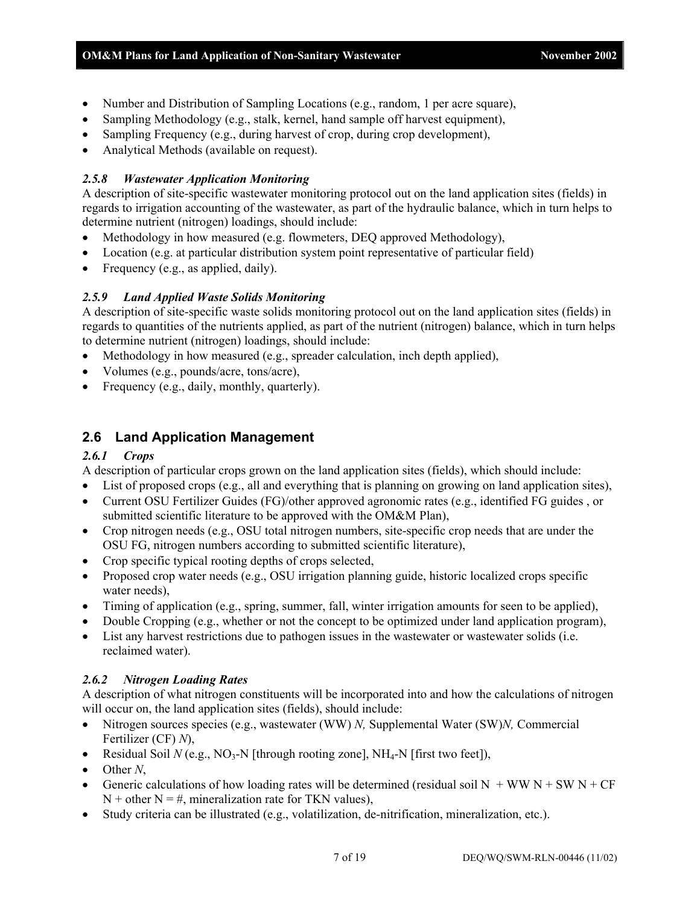- Number and Distribution of Sampling Locations (e.g., random, 1 per acre square),
- Sampling Methodology (e.g., stalk, kernel, hand sample off harvest equipment),
- Sampling Frequency (e.g., during harvest of crop, during crop development),
- Analytical Methods (available on request).

### *2.5.8 Wastewater Application Monitoring*

A description of site-specific wastewater monitoring protocol out on the land application sites (fields) in regards to irrigation accounting of the wastewater, as part of the hydraulic balance, which in turn helps to determine nutrient (nitrogen) loadings, should include:

- Methodology in how measured (e.g. flowmeters, DEQ approved Methodology),
- Location (e.g. at particular distribution system point representative of particular field)
- Frequency (e.g., as applied, daily).

### *2.5.9 Land Applied Waste Solids Monitoring*

A description of site-specific waste solids monitoring protocol out on the land application sites (fields) in regards to quantities of the nutrients applied, as part of the nutrient (nitrogen) balance, which in turn helps to determine nutrient (nitrogen) loadings, should include:

- Methodology in how measured (e.g., spreader calculation, inch depth applied),
- Volumes (e.g., pounds/acre, tons/acre),
- Frequency (e.g., daily, monthly, quarterly).

## 2.6 Land Application Management

### *2.6.1 Crops*

A description of particular crops grown on the land application sites (fields), which should include:

- List of proposed crops (e.g., all and everything that is planning on growing on land application sites),
- Current OSU Fertilizer Guides (FG)/other approved agronomic rates (e.g., identified FG guides , or submitted scientific literature to be approved with the OM&M Plan),
- Crop nitrogen needs (e.g., OSU total nitrogen numbers, site-specific crop needs that are under the OSU FG, nitrogen numbers according to submitted scientific literature),
- Crop specific typical rooting depths of crops selected,
- Proposed crop water needs (e.g., OSU irrigation planning guide, historic localized crops specific water needs),
- Timing of application (e.g., spring, summer, fall, winter irrigation amounts for seen to be applied),
- Double Cropping (e.g., whether or not the concept to be optimized under land application program),
- List any harvest restrictions due to pathogen issues in the wastewater or wastewater solids (i.e. reclaimed water).

### *2.6.2 Nitrogen Loading Rates*

A description of what nitrogen constituents will be incorporated into and how the calculations of nitrogen will occur on, the land application sites (fields), should include:

- Nitrogen sources species (e.g., wastewater (WW) *N,* Supplemental Water (SW)*N,* Commercial Fertilizer (CF) *N*),
- Residual Soil *N* (e.g., $NO_3$-N [through rooting zone], $NH_4$-N [first two feet]),
- Other *N*,
- Generic calculations of how loading rates will be determined (residual soil N + WW N + SW N + CF N + other N = #, mineralization rate for TKN values),
- Study criteria can be illustrated (e.g., volatilization, de-nitrification, mineralization, etc.).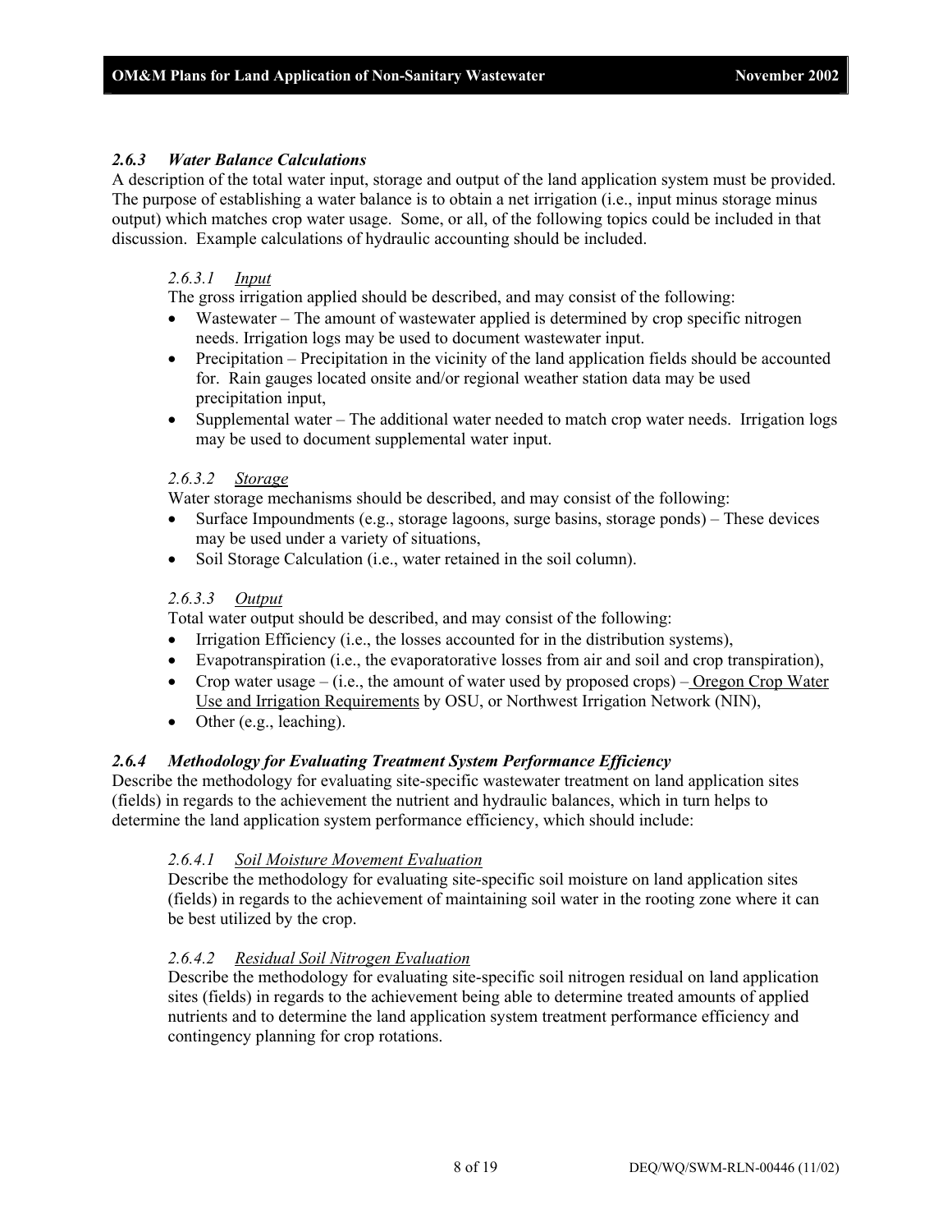### *2.6.3 Water Balance Calculations*

A description of the total water input, storage and output of the land application system must be provided. The purpose of establishing a water balance is to obtain a net irrigation (i.e., input minus storage minus output) which matches crop water usage. Some, or all, of the following topics could be included in that discussion. Example calculations of hydraulic accounting should be included.

#### *2.6.3.1 Input*

The gross irrigation applied should be described, and may consist of the following:

- Wastewater – The amount of wastewater applied is determined by crop specific nitrogen needs. Irrigation logs may be used to document wastewater input.
- Precipitation – Precipitation in the vicinity of the land application fields should be accounted for. Rain gauges located onsite and/or regional weather station data may be used precipitation input,
- Supplemental water – The additional water needed to match crop water needs. Irrigation logs may be used to document supplemental water input.

#### *2.6.3.2 Storage*

Water storage mechanisms should be described, and may consist of the following:

- Surface Impoundments (e.g., storage lagoons, surge basins, storage ponds) – These devices may be used under a variety of situations,
- Soil Storage Calculation (i.e., water retained in the soil column).

#### *2.6.3.3 Output*

Total water output should be described, and may consist of the following:

- Irrigation Efficiency (i.e., the losses accounted for in the distribution systems),
- Evapotranspiration (i.e., the evaporatorative losses from air and soil and crop transpiration),
- Crop water usage – (i.e., the amount of water used by proposed crops) – Oregon Crop Water Use and Irrigation Requirements by OSU, or Northwest Irrigation Network (NIN),
- Other (e.g., leaching).

### *2.6.4 Methodology for Evaluating Treatment System Performance Efficiency*

Describe the methodology for evaluating site-specific wastewater treatment on land application sites (fields) in regards to the achievement the nutrient and hydraulic balances, which in turn helps to determine the land application system performance efficiency, which should include:

#### *2.6.4.1 Soil Moisture Movement Evaluation*

Describe the methodology for evaluating site-specific soil moisture on land application sites (fields) in regards to the achievement of maintaining soil water in the rooting zone where it can be best utilized by the crop.

#### *2.6.4.2 Residual Soil Nitrogen Evaluation*

Describe the methodology for evaluating site-specific soil nitrogen residual on land application sites (fields) in regards to the achievement being able to determine treated amounts of applied nutrients and to determine the land application system treatment performance efficiency and contingency planning for crop rotations.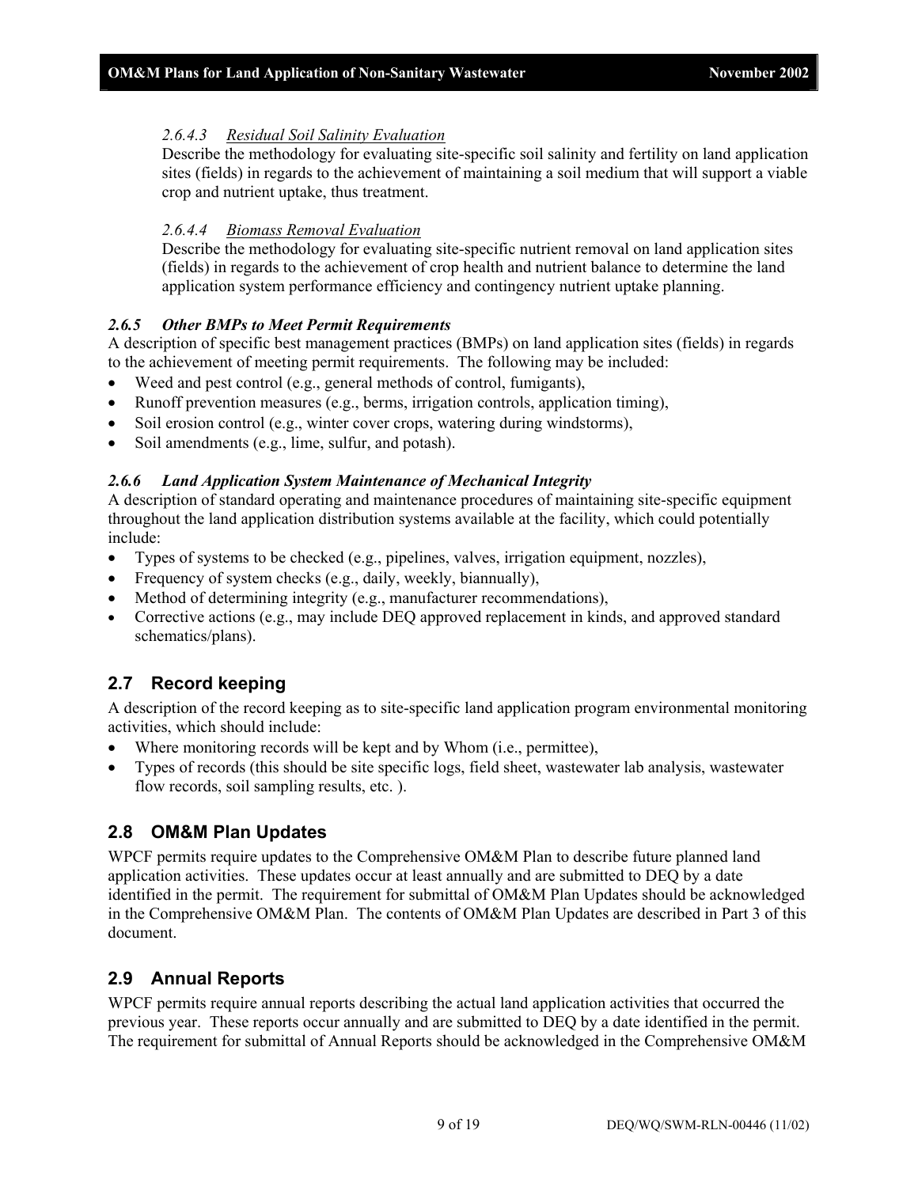#### *2.6.4.3 Residual Soil Salinity Evaluation*

Describe the methodology for evaluating site-specific soil salinity and fertility on land application sites (fields) in regards to the achievement of maintaining a soil medium that will support a viable crop and nutrient uptake, thus treatment.

#### *2.6.4.4 Biomass Removal Evaluation*

Describe the methodology for evaluating site-specific nutrient removal on land application sites (fields) in regards to the achievement of crop health and nutrient balance to determine the land application system performance efficiency and contingency nutrient uptake planning.

### *2.6.5 Other BMPs to Meet Permit Requirements*

A description of specific best management practices (BMPs) on land application sites (fields) in regards to the achievement of meeting permit requirements. The following may be included:

- Weed and pest control (e.g., general methods of control, fumigants),
- Runoff prevention measures (e.g., berms, irrigation controls, application timing),
- Soil erosion control (e.g., winter cover crops, watering during windstorms),
- Soil amendments (e.g., lime, sulfur, and potash).

### *2.6.6 Land Application System Maintenance of Mechanical Integrity*

A description of standard operating and maintenance procedures of maintaining site-specific equipment throughout the land application distribution systems available at the facility, which could potentially include:

- Types of systems to be checked (e.g., pipelines, valves, irrigation equipment, nozzles),
- Frequency of system checks (e.g., daily, weekly, biannually),
- Method of determining integrity (e.g., manufacturer recommendations),
- Corrective actions (e.g., may include DEQ approved replacement in kinds, and approved standard schematics/plans).

## 2.7 Record keeping

A description of the record keeping as to site-specific land application program environmental monitoring activities, which should include:

- Where monitoring records will be kept and by Whom (i.e., permittee),
- Types of records (this should be site specific logs, field sheet, wastewater lab analysis, wastewater flow records, soil sampling results, etc. ).

## 2.8 OM&M Plan Updates

WPCF permits require updates to the Comprehensive OM&M Plan to describe future planned land application activities. These updates occur at least annually and are submitted to DEQ by a date identified in the permit. The requirement for submittal of OM&M Plan Updates should be acknowledged in the Comprehensive OM&M Plan. The contents of OM&M Plan Updates are described in Part 3 of this document.

## 2.9 Annual Reports

WPCF permits require annual reports describing the actual land application activities that occurred the previous year. These reports occur annually and are submitted to DEQ by a date identified in the permit. The requirement for submittal of Annual Reports should be acknowledged in the Comprehensive OM&M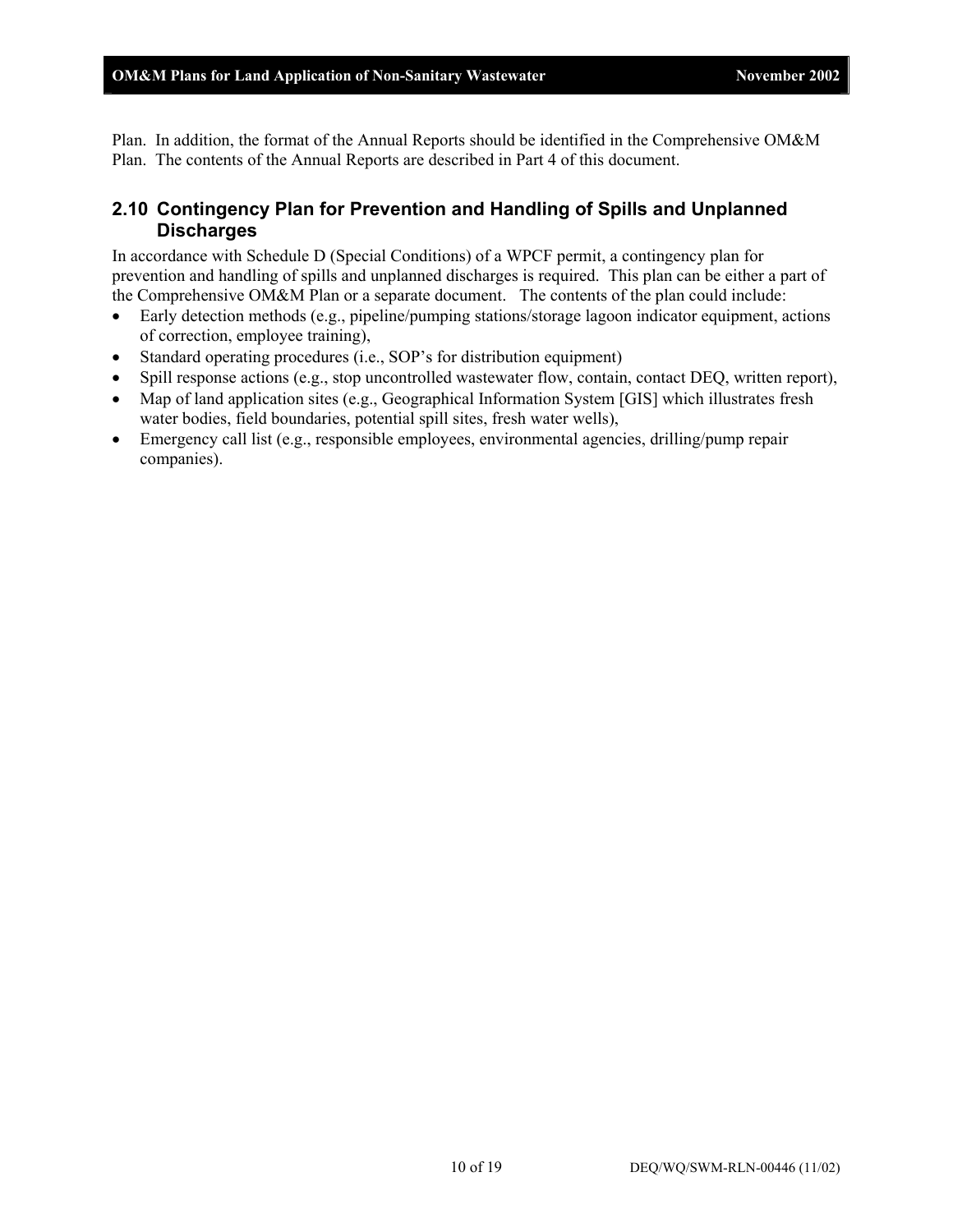Plan. In addition, the format of the Annual Reports should be identified in the Comprehensive OM&M Plan. The contents of the Annual Reports are described in Part 4 of this document.

## 2.10 Contingency Plan for Prevention and Handling of Spills and Unplanned Discharges

In accordance with Schedule D (Special Conditions) of a WPCF permit, a contingency plan for prevention and handling of spills and unplanned discharges is required. This plan can be either a part of the Comprehensive OM&M Plan or a separate document. The contents of the plan could include:

- Early detection methods (e.g., pipeline/pumping stations/storage lagoon indicator equipment, actions of correction, employee training),
- Standard operating procedures (i.e., SOP's for distribution equipment)
- Spill response actions (e.g., stop uncontrolled wastewater flow, contain, contact DEQ, written report),
- Map of land application sites (e.g., Geographical Information System [GIS] which illustrates fresh water bodies, field boundaries, potential spill sites, fresh water wells),
- Emergency call list (e.g., responsible employees, environmental agencies, drilling/pump repair companies).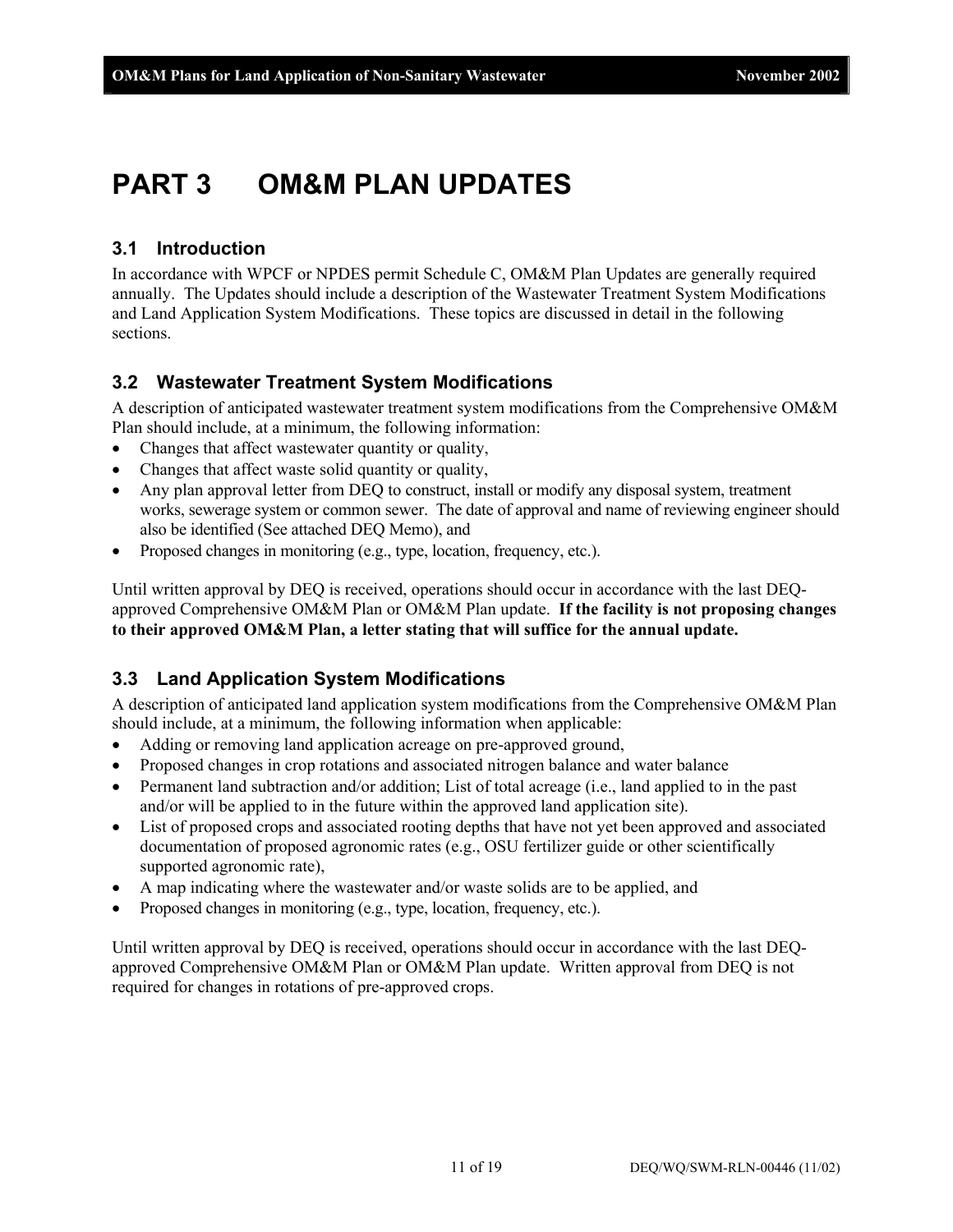# PART 3 OM&M PLAN UPDATES

## 3.1 Introduction

In accordance with WPCF or NPDES permit Schedule C, OM&M Plan Updates are generally required annually. The Updates should include a description of the Wastewater Treatment System Modifications and Land Application System Modifications. These topics are discussed in detail in the following sections.

## 3.2 Wastewater Treatment System Modifications

A description of anticipated wastewater treatment system modifications from the Comprehensive OM&M Plan should include, at a minimum, the following information:

- Changes that affect wastewater quantity or quality,
- Changes that affect waste solid quantity or quality,
- Any plan approval letter from DEQ to construct, install or modify any disposal system, treatment works, sewerage system or common sewer. The date of approval and name of reviewing engineer should also be identified (See attached DEQ Memo), and
- Proposed changes in monitoring (e.g., type, location, frequency, etc.).

Until written approval by DEQ is received, operations should occur in accordance with the last DEQ-approved Comprehensive OM&M Plan or OM&M Plan update. **If the facility is not proposing changes to their approved OM&M Plan, a letter stating that will suffice for the annual update.**

## 3.3 Land Application System Modifications

A description of anticipated land application system modifications from the Comprehensive OM&M Plan should include, at a minimum, the following information when applicable:

- Adding or removing land application acreage on pre-approved ground,
- Proposed changes in crop rotations and associated nitrogen balance and water balance
- Permanent land subtraction and/or addition; List of total acreage (i.e., land applied to in the past and/or will be applied to in the future within the approved land application site).
- List of proposed crops and associated rooting depths that have not yet been approved and associated documentation of proposed agronomic rates (e.g., OSU fertilizer guide or other scientifically supported agronomic rate),
- A map indicating where the wastewater and/or waste solids are to be applied, and
- Proposed changes in monitoring (e.g., type, location, frequency, etc.).

Until written approval by DEQ is received, operations should occur in accordance with the last DEQ-approved Comprehensive OM&M Plan or OM&M Plan update. Written approval from DEQ is not required for changes in rotations of pre-approved crops.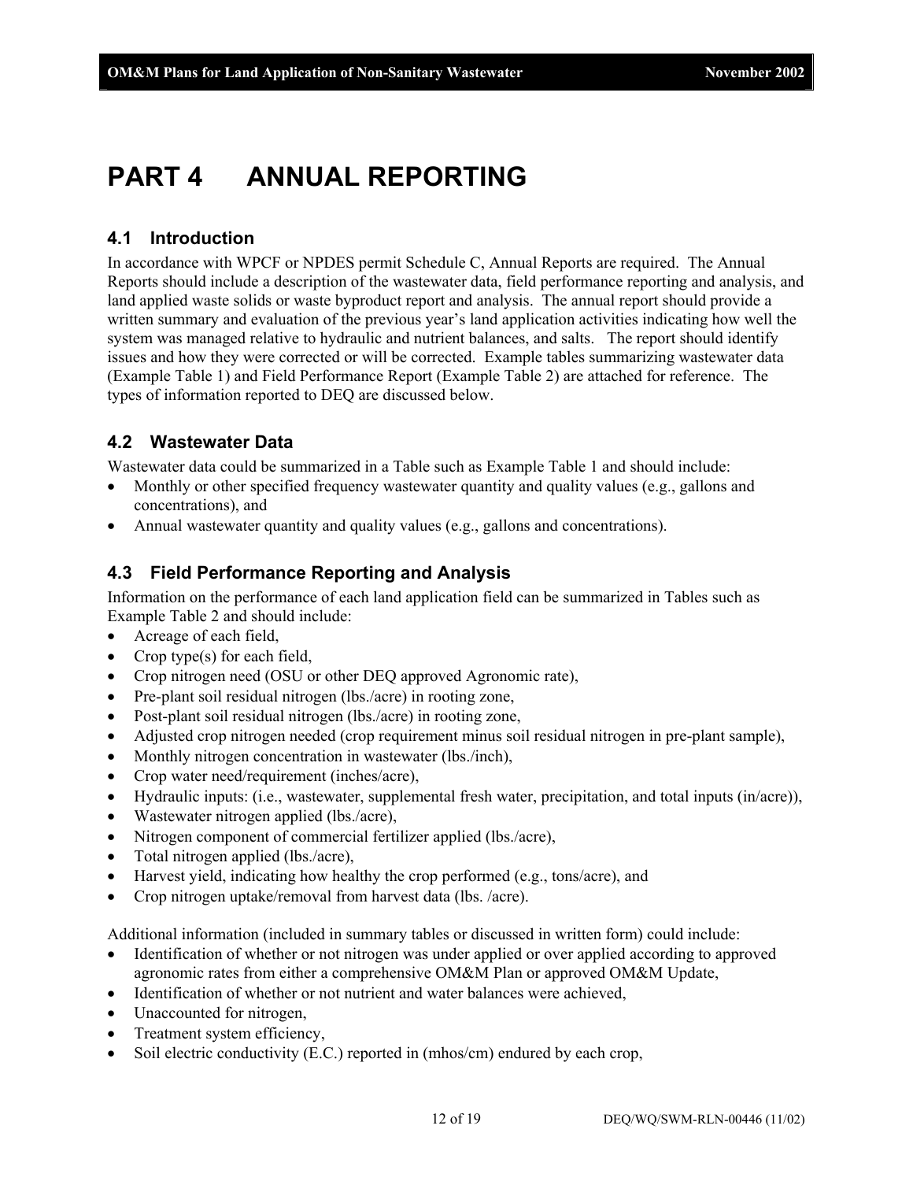# PART 4 ANNUAL REPORTING

## 4.1 Introduction

In accordance with WPCF or NPDES permit Schedule C, Annual Reports are required. The Annual Reports should include a description of the wastewater data, field performance reporting and analysis, and land applied waste solids or waste byproduct report and analysis. The annual report should provide a written summary and evaluation of the previous year's land application activities indicating how well the system was managed relative to hydraulic and nutrient balances, and salts. The report should identify issues and how they were corrected or will be corrected. Example tables summarizing wastewater data (Example Table 1) and Field Performance Report (Example Table 2) are attached for reference. The types of information reported to DEQ are discussed below.

## 4.2 Wastewater Data

Wastewater data could be summarized in a Table such as Example Table 1 and should include:

- Monthly or other specified frequency wastewater quantity and quality values (e.g., gallons and concentrations), and
- Annual wastewater quantity and quality values (e.g., gallons and concentrations).

## 4.3 Field Performance Reporting and Analysis

Information on the performance of each land application field can be summarized in Tables such as Example Table 2 and should include:

- Acreage of each field,
- Crop type(s) for each field,
- Crop nitrogen need (OSU or other DEQ approved Agronomic rate),
- Pre-plant soil residual nitrogen (lbs./acre) in rooting zone,
- Post-plant soil residual nitrogen (lbs./acre) in rooting zone,
- Adjusted crop nitrogen needed (crop requirement minus soil residual nitrogen in pre-plant sample),
- Monthly nitrogen concentration in wastewater (lbs./inch),
- Crop water need/requirement (inches/acre),
- Hydraulic inputs: (i.e., wastewater, supplemental fresh water, precipitation, and total inputs (in/acre)),
- Wastewater nitrogen applied (lbs./acre),
- Nitrogen component of commercial fertilizer applied (lbs./acre),
- Total nitrogen applied (lbs./acre),
- Harvest yield, indicating how healthy the crop performed (e.g., tons/acre), and
- Crop nitrogen uptake/removal from harvest data (lbs. /acre).

Additional information (included in summary tables or discussed in written form) could include:

- Identification of whether or not nitrogen was under applied or over applied according to approved agronomic rates from either a comprehensive OM&M Plan or approved OM&M Update,
- Identification of whether or not nutrient and water balances were achieved,
- Unaccounted for nitrogen,
- Treatment system efficiency,
- Soil electric conductivity (E.C.) reported in (mhos/cm) endured by each crop,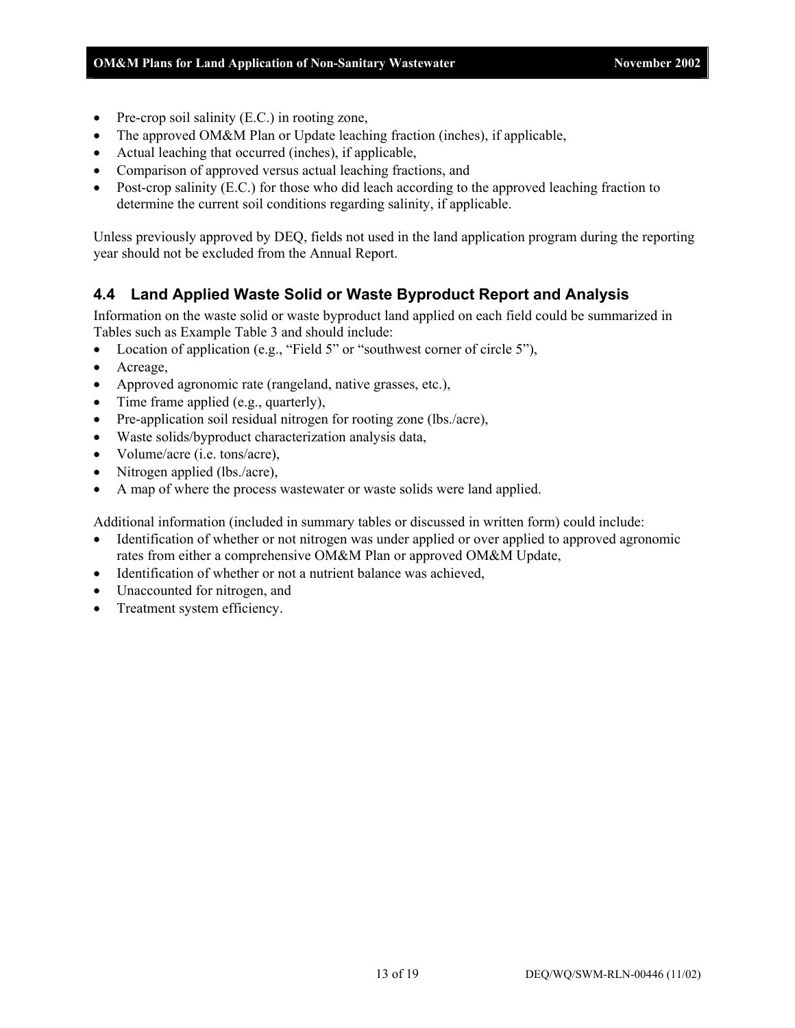- Pre-crop soil salinity (E.C.) in rooting zone,
- The approved OM&M Plan or Update leaching fraction (inches), if applicable,
- Actual leaching that occurred (inches), if applicable,
- Comparison of approved versus actual leaching fractions, and
- Post-crop salinity (E.C.) for those who did leach according to the approved leaching fraction to determine the current soil conditions regarding salinity, if applicable.

Unless previously approved by DEQ, fields not used in the land application program during the reporting year should not be excluded from the Annual Report.

## 4.4 Land Applied Waste Solid or Waste Byproduct Report and Analysis

Information on the waste solid or waste byproduct land applied on each field could be summarized in Tables such as Example Table 3 and should include:

- Location of application (e.g., "Field 5" or "southwest corner of circle 5"),
- Acreage,
- Approved agronomic rate (rangeland, native grasses, etc.),
- Time frame applied (e.g., quarterly),
- Pre-application soil residual nitrogen for rooting zone (lbs./acre),
- Waste solids/byproduct characterization analysis data,
- Volume/acre (i.e. tons/acre),
- Nitrogen applied (lbs./acre),
- A map of where the process wastewater or waste solids were land applied.

Additional information (included in summary tables or discussed in written form) could include:

- Identification of whether or not nitrogen was under applied or over applied to approved agronomic rates from either a comprehensive OM&M Plan or approved OM&M Update,
- Identification of whether or not a nutrient balance was achieved,
- Unaccounted for nitrogen, and
- Treatment system efficiency.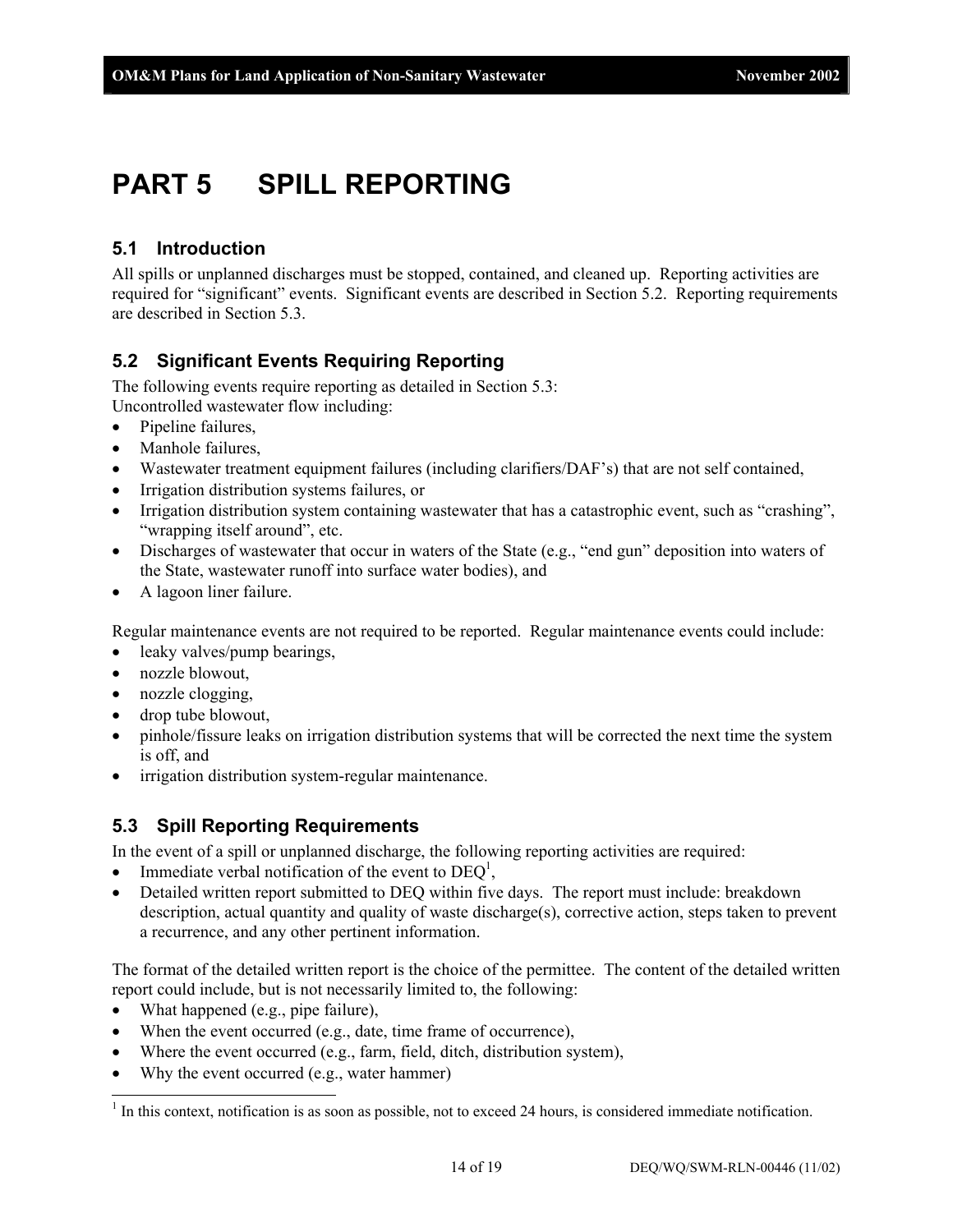# PART 5 SPILL REPORTING

## 5.1 Introduction

All spills or unplanned discharges must be stopped, contained, and cleaned up. Reporting activities are required for "significant" events. Significant events are described in Section 5.2. Reporting requirements are described in Section 5.3.

## 5.2 Significant Events Requiring Reporting

The following events require reporting as detailed in Section 5.3:
Uncontrolled wastewater flow including:

- Pipeline failures,
- Manhole failures,
- Wastewater treatment equipment failures (including clarifiers/DAF's) that are not self contained,
- Irrigation distribution systems failures, or
- Irrigation distribution system containing wastewater that has a catastrophic event, such as "crashing", "wrapping itself around", etc.
- Discharges of wastewater that occur in waters of the State (e.g., "end gun" deposition into waters of the State, wastewater runoff into surface water bodies), and
- A lagoon liner failure.

Regular maintenance events are not required to be reported. Regular maintenance events could include:

- leaky valves/pump bearings,
- nozzle blowout,
- nozzle clogging,
- drop tube blowout,
- pinhole/fissure leaks on irrigation distribution systems that will be corrected the next time the system is off, and
- irrigation distribution system-regular maintenance.

## 5.3 Spill Reporting Requirements

In the event of a spill or unplanned discharge, the following reporting activities are required:

- Immediate verbal notification of the event to DEQ[1],
- Detailed written report submitted to DEQ within five days. The report must include: breakdown description, actual quantity and quality of waste discharge(s), corrective action, steps taken to prevent a recurrence, and any other pertinent information.

The format of the detailed written report is the choice of the permittee. The content of the detailed written report could include, but is not necessarily limited to, the following:

- What happened (e.g., pipe failure),
- When the event occurred (e.g., date, time frame of occurrence),
- Where the event occurred (e.g., farm, field, ditch, distribution system),
- Why the event occurred (e.g., water hammer)

[1] In this context, notification is as soon as possible, not to exceed 24 hours, is considered immediate notification.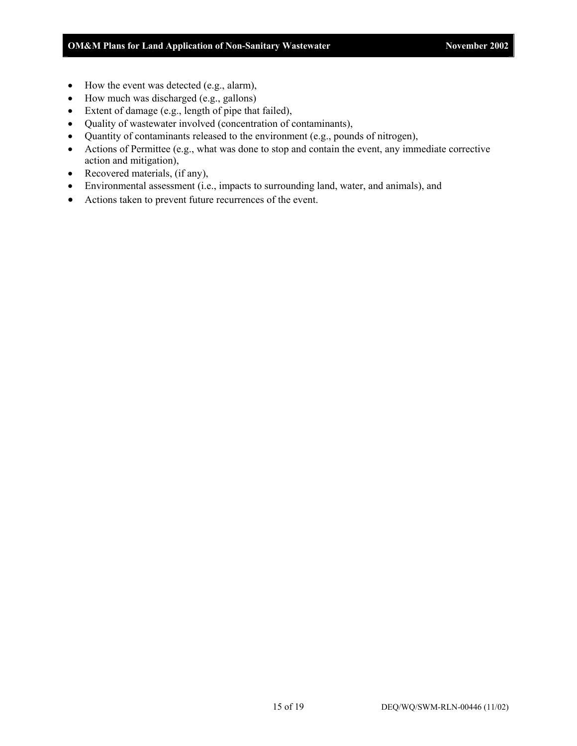- How the event was detected (e.g., alarm),
- How much was discharged (e.g., gallons)
- Extent of damage (e.g., length of pipe that failed),
- Quality of wastewater involved (concentration of contaminants),
- Quantity of contaminants released to the environment (e.g., pounds of nitrogen),
- Actions of Permittee (e.g., what was done to stop and contain the event, any immediate corrective action and mitigation),
- Recovered materials, (if any),
- Environmental assessment (i.e., impacts to surrounding land, water, and animals), and
- Actions taken to prevent future recurrences of the event.